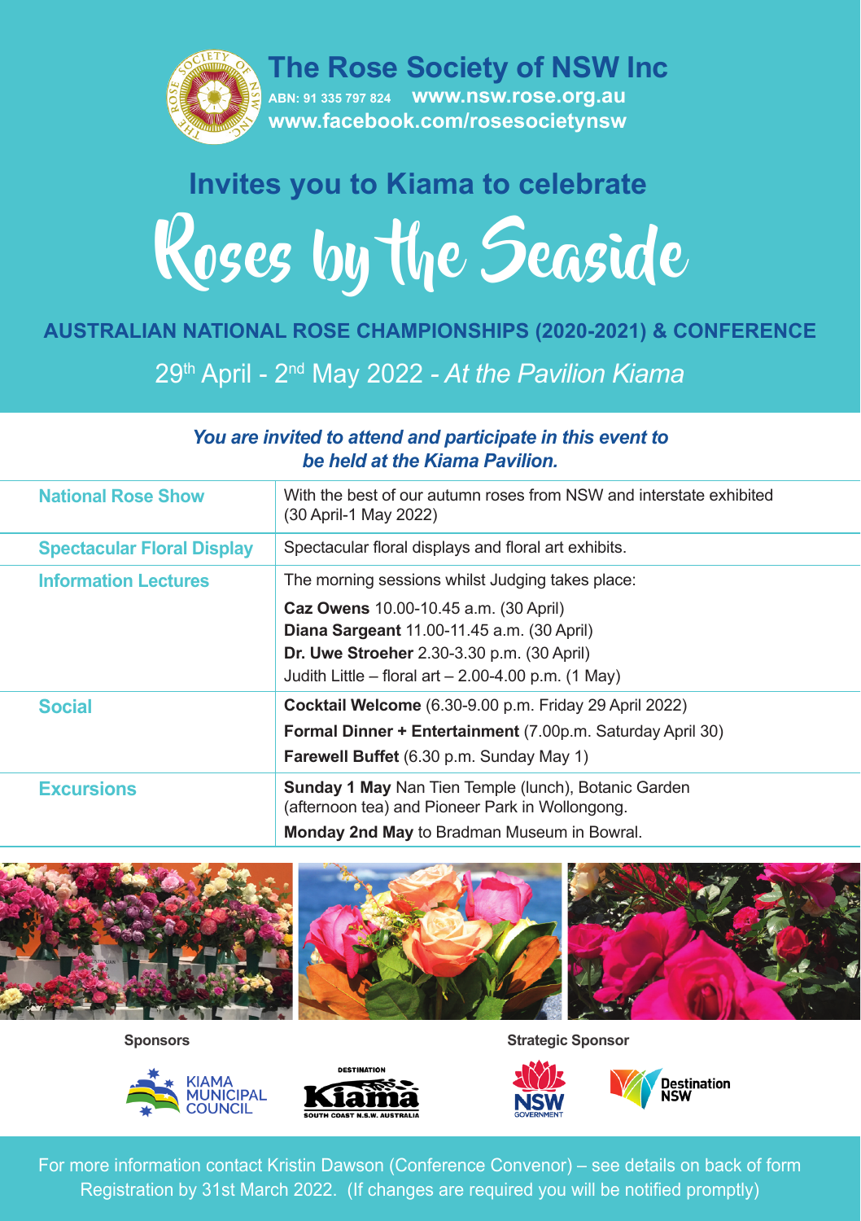# The Rose Society of NSW Inc

ABN: 91 335 797 824 www.nsw.rose.org.au
www.facebook.com/rosesocietynsw

## Invites you to Kiama to celebrate

# Roses by the Seaside

## AUSTRALIAN NATIONAL ROSE CHAMPIONSHIPS (2020-2021) & CONFERENCE

29th April - 2nd May 2022 - *At the Pavilion Kiama*

***You are invited to attend and participate in this event to be held at the Kiama Pavilion.***

| | |
|---|---|
| **National Rose Show** | With the best of our autumn roses from NSW and interstate exhibited (30 April-1 May 2022) |
| **Spectacular Floral Display** | Spectacular floral displays and floral art exhibits. |
| **Information Lectures** | The morning sessions whilst Judging takes place:<br>**Caz Owens** 10.00-10.45 a.m. (30 April)<br>**Diana Sargeant** 11.00-11.45 a.m. (30 April)<br>**Dr. Uwe Stroeher** 2.30-3.30 p.m. (30 April)<br>Judith Little – floral art – 2.00-4.00 p.m. (1 May) |
| **Social** | **Cocktail Welcome** (6.30-9.00 p.m. Friday 29 April 2022)<br>**Formal Dinner + Entertainment** (7.00p.m. Saturday April 30)<br>**Farewell Buffet** (6.30 p.m. Sunday May 1) |
| **Excursions** | **Sunday 1 May** Nan Tien Temple (lunch), Botanic Garden (afternoon tea) and Pioneer Park in Wollongong.<br>**Monday 2nd May** to Bradman Museum in Bowral. |

**Sponsors**

Kiama Municipal Council — Destination Kiama South Coast N.S.W. Australia

**Strategic Sponsor**

NSW Government — Destination NSW

For more information contact Kristin Dawson (Conference Convenor) – see details on back of form
Registration by 31st March 2022. (If changes are required you will be notified promptly)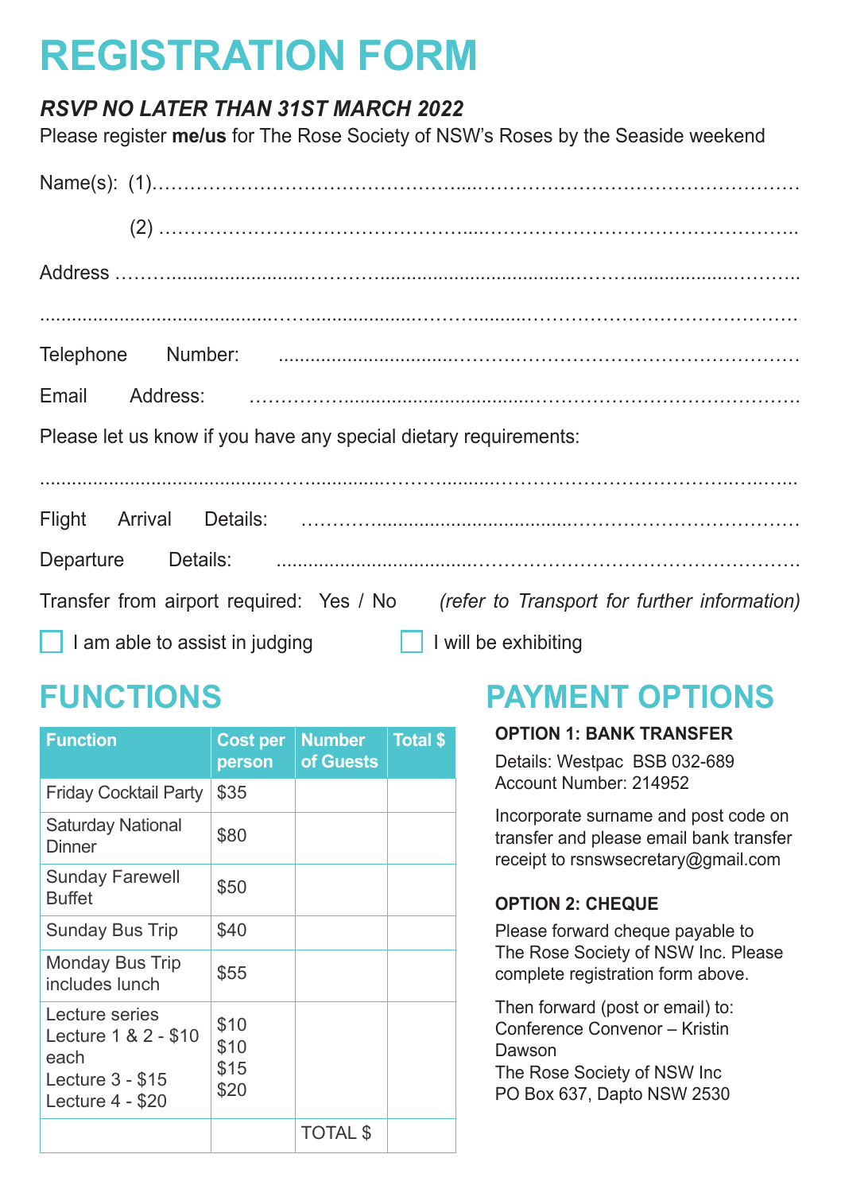# REGISTRATION FORM

***RSVP NO LATER THAN 31ST MARCH 2022***

Please register **me/us** for The Rose Society of NSW's Roses by the Seaside weekend

Name(s): (1)……………………………………………………………………………………

(2) ……………………………………………………………………………………

Address ……………………………………………………………………………………

……………………………………………………………………………………………

Telephone Number: ………………………………………………………………

Email Address: …………………………………………………………………

Please let us know if you have any special dietary requirements:

……………………………………………………………………………………………

Flight Arrival Details: ……………………………………………………………

Departure Details: ………………………………………………………………

Transfer from airport required: Yes / No *(refer to Transport for further information)*

☐ I am able to assist in judging ☐ I will be exhibiting

## FUNCTIONS

| Function | Cost per person | Number of Guests | Total $ |
|---|---|---|---|
| Friday Cocktail Party | $35 | | |
| Saturday National Dinner | $80 | | |
| Sunday Farewell Buffet | $50 | | |
| Sunday Bus Trip | $40 | | |
| Monday Bus Trip includes lunch | $55 | | |
| Lecture series<br>Lecture 1 & 2 - $10 each<br>Lecture 3 - $15<br>Lecture 4 - $20 | $10<br>$10<br>$15<br>$20 | | |
| | | TOTAL $ | |

## PAYMENT OPTIONS

**OPTION 1: BANK TRANSFER**

Details: Westpac BSB 032-689
Account Number: 214952

Incorporate surname and post code on transfer and please email bank transfer receipt to rsnswsecretary@gmail.com

**OPTION 2: CHEQUE**

Please forward cheque payable to The Rose Society of NSW Inc. Please complete registration form above.

Then forward (post or email) to:
Conference Convenor – Kristin Dawson
The Rose Society of NSW Inc
PO Box 637, Dapto NSW 2530